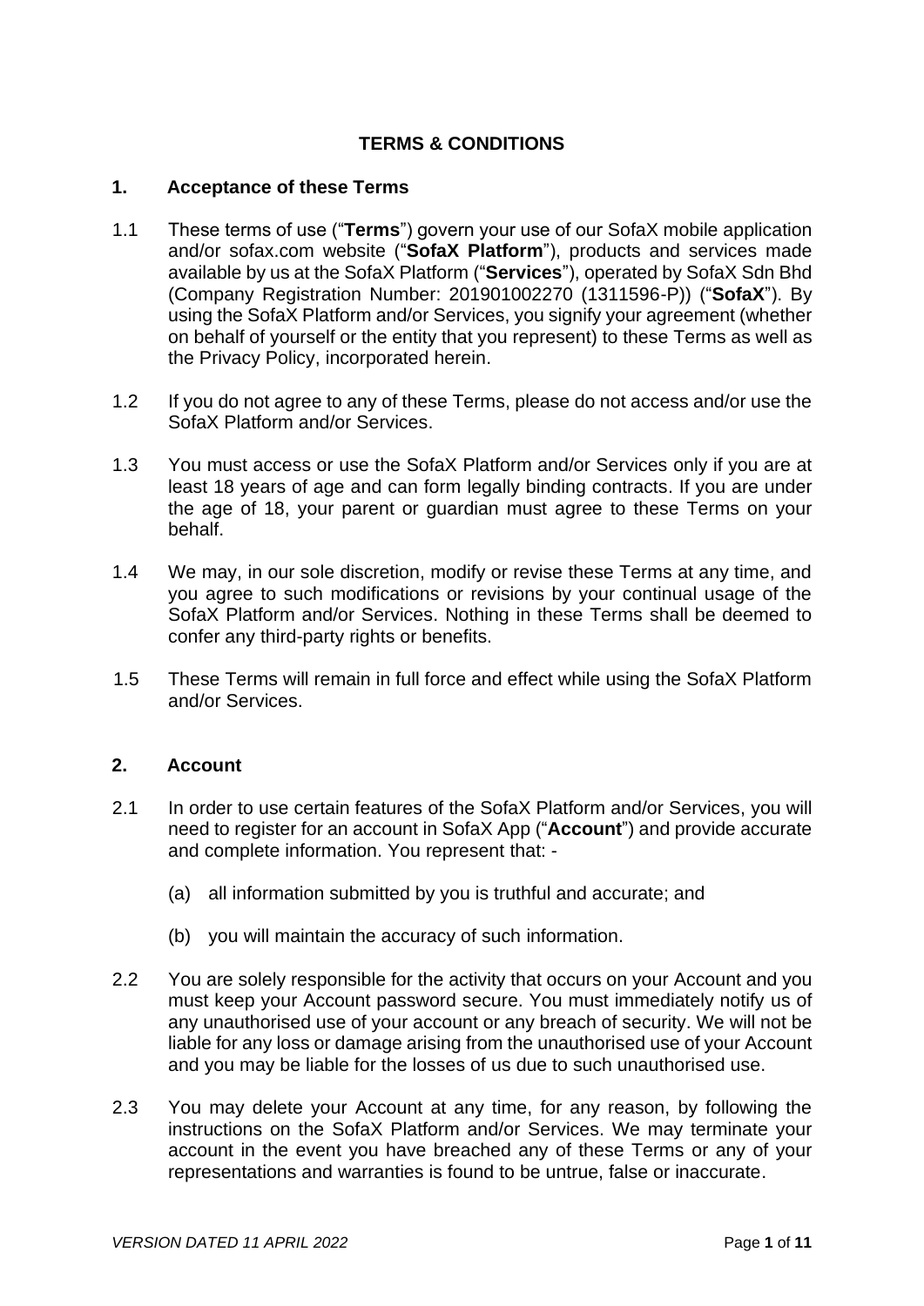# TERMS & CONDITIONS

## 1. Acceptance of these Terms

1.1 These terms of use ("**Terms**") govern your use of our SofaX mobile application and/or sofax.com website ("**SofaX Platform**"), products and services made available by us at the SofaX Platform ("**Services**"), operated by SofaX Sdn Bhd (Company Registration Number: 201901002270 (1311596-P)) ("**SofaX**"). By using the SofaX Platform and/or Services, you signify your agreement (whether on behalf of yourself or the entity that you represent) to these Terms as well as the Privacy Policy, incorporated herein.

1.2 If you do not agree to any of these Terms, please do not access and/or use the SofaX Platform and/or Services.

1.3 You must access or use the SofaX Platform and/or Services only if you are at least 18 years of age and can form legally binding contracts. If you are under the age of 18, your parent or guardian must agree to these Terms on your behalf.

1.4 We may, in our sole discretion, modify or revise these Terms at any time, and you agree to such modifications or revisions by your continual usage of the SofaX Platform and/or Services. Nothing in these Terms shall be deemed to confer any third-party rights or benefits.

1.5 These Terms will remain in full force and effect while using the SofaX Platform and/or Services.

## 2. Account

2.1 In order to use certain features of the SofaX Platform and/or Services, you will need to register for an account in SofaX App ("**Account**") and provide accurate and complete information. You represent that: -

(a) all information submitted by you is truthful and accurate; and

(b) you will maintain the accuracy of such information.

2.2 You are solely responsible for the activity that occurs on your Account and you must keep your Account password secure. You must immediately notify us of any unauthorised use of your account or any breach of security. We will not be liable for any loss or damage arising from the unauthorised use of your Account and you may be liable for the losses of us due to such unauthorised use.

2.3 You may delete your Account at any time, for any reason, by following the instructions on the SofaX Platform and/or Services. We may terminate your account in the event you have breached any of these Terms or any of your representations and warranties is found to be untrue, false or inaccurate.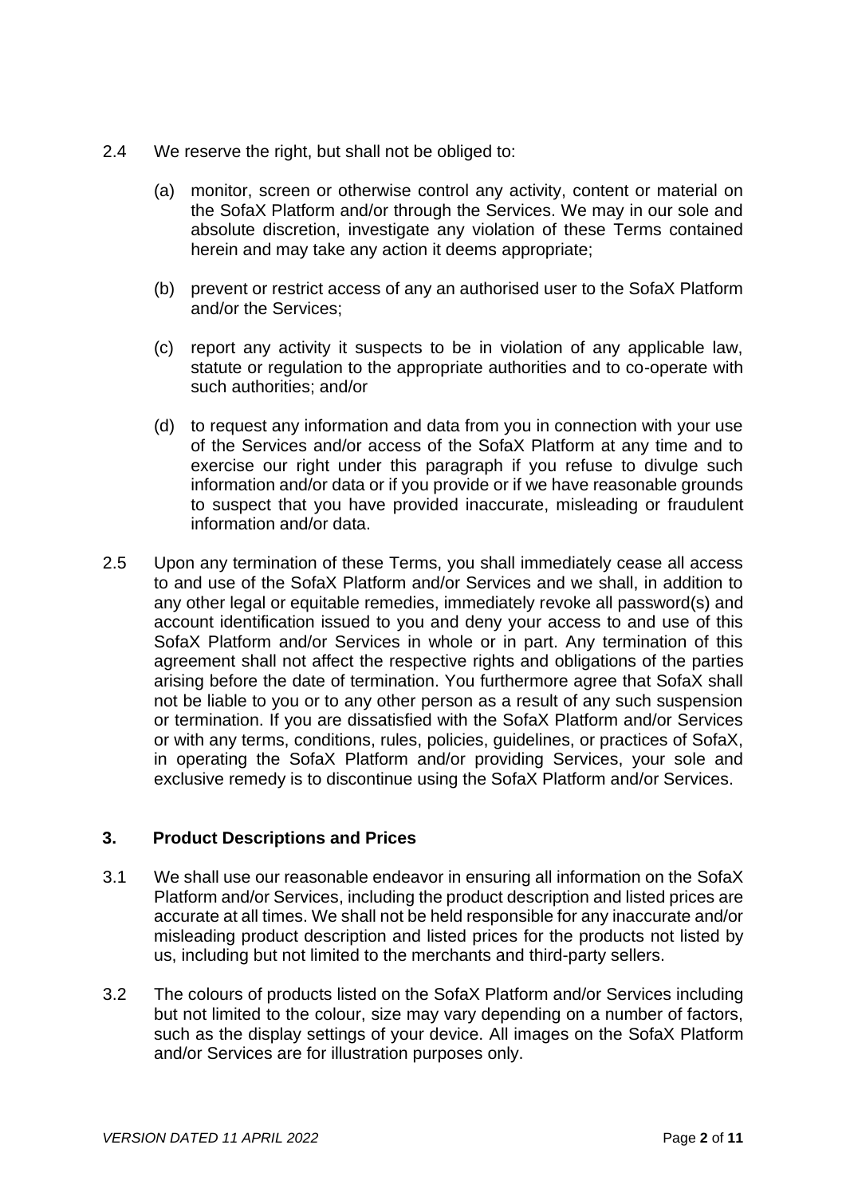2.4 We reserve the right, but shall not be obliged to:

(a) monitor, screen or otherwise control any activity, content or material on the SofaX Platform and/or through the Services. We may in our sole and absolute discretion, investigate any violation of these Terms contained herein and may take any action it deems appropriate;

(b) prevent or restrict access of any an authorised user to the SofaX Platform and/or the Services;

(c) report any activity it suspects to be in violation of any applicable law, statute or regulation to the appropriate authorities and to co-operate with such authorities; and/or

(d) to request any information and data from you in connection with your use of the Services and/or access of the SofaX Platform at any time and to exercise our right under this paragraph if you refuse to divulge such information and/or data or if you provide or if we have reasonable grounds to suspect that you have provided inaccurate, misleading or fraudulent information and/or data.

2.5 Upon any termination of these Terms, you shall immediately cease all access to and use of the SofaX Platform and/or Services and we shall, in addition to any other legal or equitable remedies, immediately revoke all password(s) and account identification issued to you and deny your access to and use of this SofaX Platform and/or Services in whole or in part. Any termination of this agreement shall not affect the respective rights and obligations of the parties arising before the date of termination. You furthermore agree that SofaX shall not be liable to you or to any other person as a result of any such suspension or termination. If you are dissatisfied with the SofaX Platform and/or Services or with any terms, conditions, rules, policies, guidelines, or practices of SofaX, in operating the SofaX Platform and/or providing Services, your sole and exclusive remedy is to discontinue using the SofaX Platform and/or Services.

## 3. Product Descriptions and Prices

3.1 We shall use our reasonable endeavor in ensuring all information on the SofaX Platform and/or Services, including the product description and listed prices are accurate at all times. We shall not be held responsible for any inaccurate and/or misleading product description and listed prices for the products not listed by us, including but not limited to the merchants and third-party sellers.

3.2 The colours of products listed on the SofaX Platform and/or Services including but not limited to the colour, size may vary depending on a number of factors, such as the display settings of your device. All images on the SofaX Platform and/or Services are for illustration purposes only.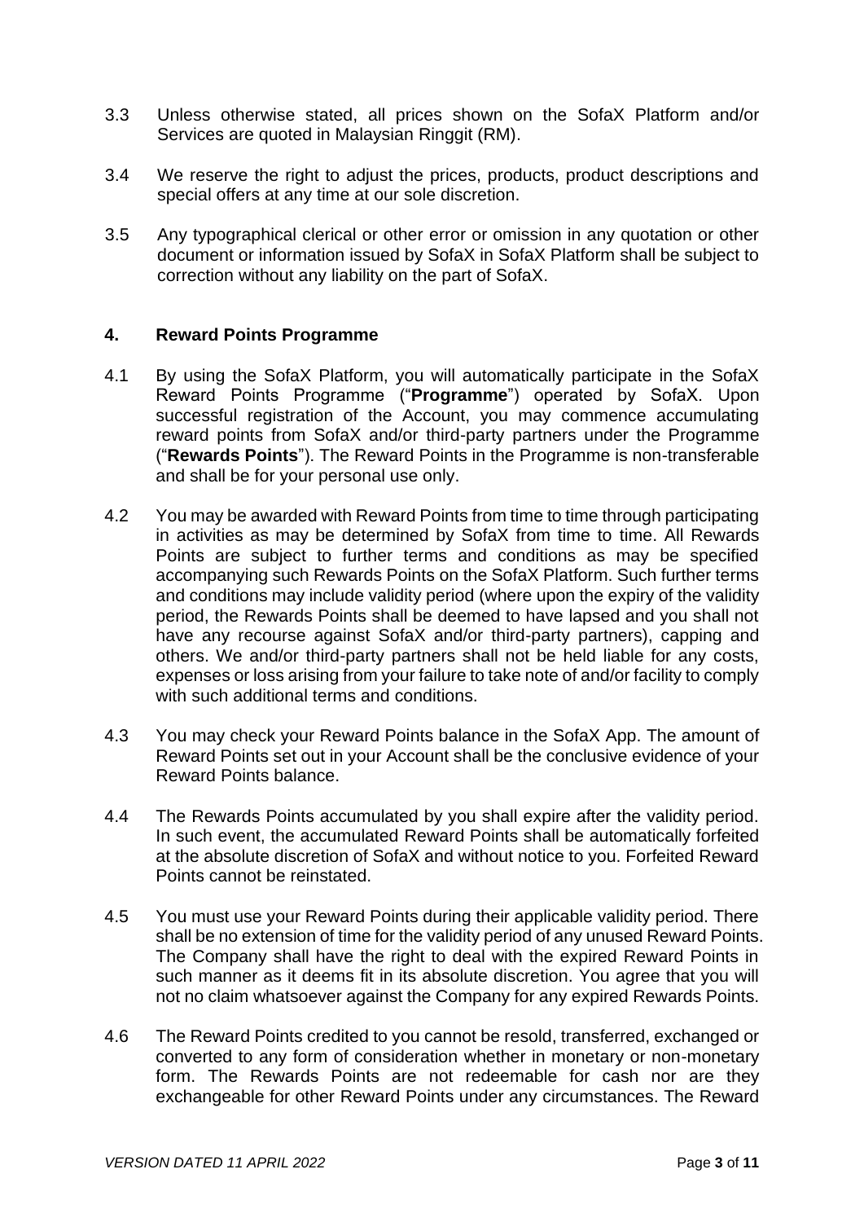3.3 Unless otherwise stated, all prices shown on the SofaX Platform and/or Services are quoted in Malaysian Ringgit (RM).

3.4 We reserve the right to adjust the prices, products, product descriptions and special offers at any time at our sole discretion.

3.5 Any typographical clerical or other error or omission in any quotation or other document or information issued by SofaX in SofaX Platform shall be subject to correction without any liability on the part of SofaX.

## 4. Reward Points Programme

4.1 By using the SofaX Platform, you will automatically participate in the SofaX Reward Points Programme ("**Programme**") operated by SofaX. Upon successful registration of the Account, you may commence accumulating reward points from SofaX and/or third-party partners under the Programme ("**Rewards Points**"). The Reward Points in the Programme is non-transferable and shall be for your personal use only.

4.2 You may be awarded with Reward Points from time to time through participating in activities as may be determined by SofaX from time to time. All Rewards Points are subject to further terms and conditions as may be specified accompanying such Rewards Points on the SofaX Platform. Such further terms and conditions may include validity period (where upon the expiry of the validity period, the Rewards Points shall be deemed to have lapsed and you shall not have any recourse against SofaX and/or third-party partners), capping and others. We and/or third-party partners shall not be held liable for any costs, expenses or loss arising from your failure to take note of and/or facility to comply with such additional terms and conditions.

4.3 You may check your Reward Points balance in the SofaX App. The amount of Reward Points set out in your Account shall be the conclusive evidence of your Reward Points balance.

4.4 The Rewards Points accumulated by you shall expire after the validity period. In such event, the accumulated Reward Points shall be automatically forfeited at the absolute discretion of SofaX and without notice to you. Forfeited Reward Points cannot be reinstated.

4.5 You must use your Reward Points during their applicable validity period. There shall be no extension of time for the validity period of any unused Reward Points. The Company shall have the right to deal with the expired Reward Points in such manner as it deems fit in its absolute discretion. You agree that you will not no claim whatsoever against the Company for any expired Rewards Points.

4.6 The Reward Points credited to you cannot be resold, transferred, exchanged or converted to any form of consideration whether in monetary or non-monetary form. The Rewards Points are not redeemable for cash nor are they exchangeable for other Reward Points under any circumstances. The Reward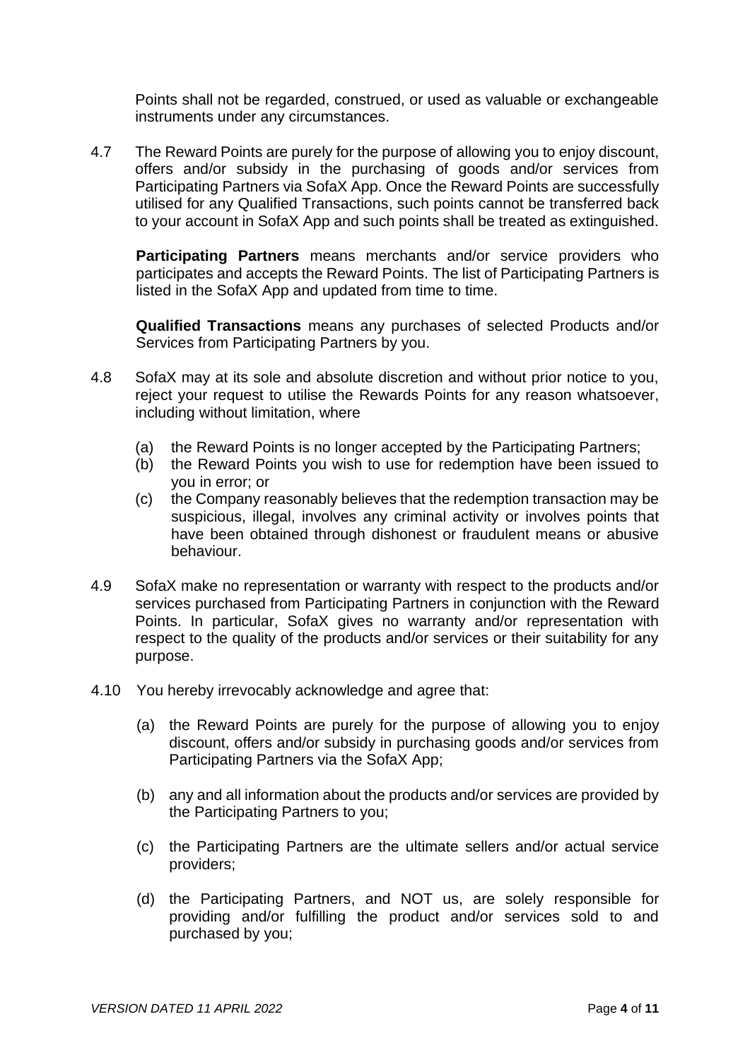Points shall not be regarded, construed, or used as valuable or exchangeable instruments under any circumstances.

4.7 The Reward Points are purely for the purpose of allowing you to enjoy discount, offers and/or subsidy in the purchasing of goods and/or services from Participating Partners via SofaX App. Once the Reward Points are successfully utilised for any Qualified Transactions, such points cannot be transferred back to your account in SofaX App and such points shall be treated as extinguished.

**Participating Partners** means merchants and/or service providers who participates and accepts the Reward Points. The list of Participating Partners is listed in the SofaX App and updated from time to time.

**Qualified Transactions** means any purchases of selected Products and/or Services from Participating Partners by you.

4.8 SofaX may at its sole and absolute discretion and without prior notice to you, reject your request to utilise the Rewards Points for any reason whatsoever, including without limitation, where

(a) the Reward Points is no longer accepted by the Participating Partners;
(b) the Reward Points you wish to use for redemption have been issued to you in error; or
(c) the Company reasonably believes that the redemption transaction may be suspicious, illegal, involves any criminal activity or involves points that have been obtained through dishonest or fraudulent means or abusive behaviour.

4.9 SofaX make no representation or warranty with respect to the products and/or services purchased from Participating Partners in conjunction with the Reward Points. In particular, SofaX gives no warranty and/or representation with respect to the quality of the products and/or services or their suitability for any purpose.

4.10 You hereby irrevocably acknowledge and agree that:

(a) the Reward Points are purely for the purpose of allowing you to enjoy discount, offers and/or subsidy in purchasing goods and/or services from Participating Partners via the SofaX App;

(b) any and all information about the products and/or services are provided by the Participating Partners to you;

(c) the Participating Partners are the ultimate sellers and/or actual service providers;

(d) the Participating Partners, and NOT us, are solely responsible for providing and/or fulfilling the product and/or services sold to and purchased by you;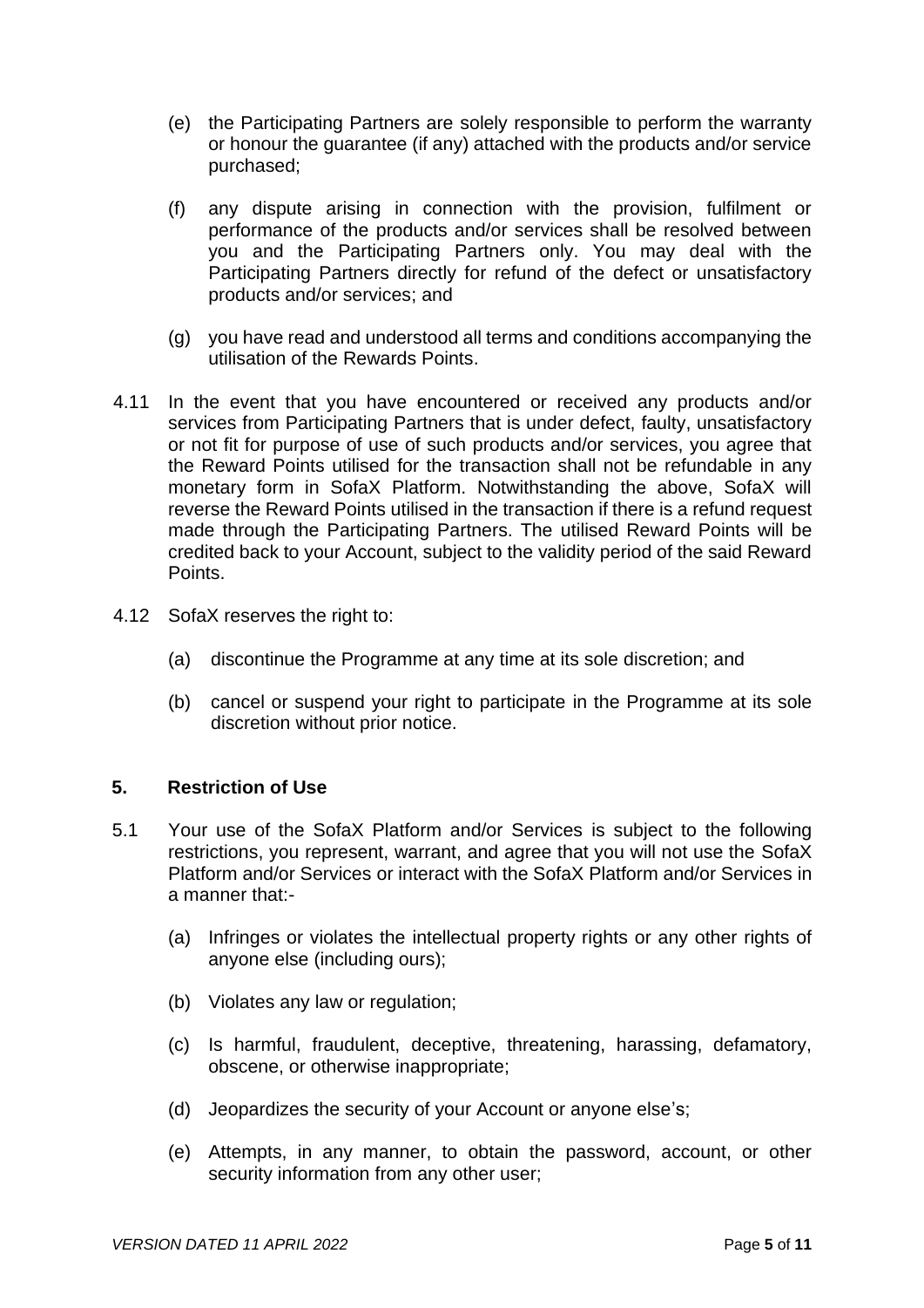(e) the Participating Partners are solely responsible to perform the warranty or honour the guarantee (if any) attached with the products and/or service purchased;

(f) any dispute arising in connection with the provision, fulfilment or performance of the products and/or services shall be resolved between you and the Participating Partners only. You may deal with the Participating Partners directly for refund of the defect or unsatisfactory products and/or services; and

(g) you have read and understood all terms and conditions accompanying the utilisation of the Rewards Points.

4.11 In the event that you have encountered or received any products and/or services from Participating Partners that is under defect, faulty, unsatisfactory or not fit for purpose of use of such products and/or services, you agree that the Reward Points utilised for the transaction shall not be refundable in any monetary form in SofaX Platform. Notwithstanding the above, SofaX will reverse the Reward Points utilised in the transaction if there is a refund request made through the Participating Partners. The utilised Reward Points will be credited back to your Account, subject to the validity period of the said Reward Points.

4.12 SofaX reserves the right to:

(a) discontinue the Programme at any time at its sole discretion; and

(b) cancel or suspend your right to participate in the Programme at its sole discretion without prior notice.

## 5. Restriction of Use

5.1 Your use of the SofaX Platform and/or Services is subject to the following restrictions, you represent, warrant, and agree that you will not use the SofaX Platform and/or Services or interact with the SofaX Platform and/or Services in a manner that:-

(a) Infringes or violates the intellectual property rights or any other rights of anyone else (including ours);

(b) Violates any law or regulation;

(c) Is harmful, fraudulent, deceptive, threatening, harassing, defamatory, obscene, or otherwise inappropriate;

(d) Jeopardizes the security of your Account or anyone else's;

(e) Attempts, in any manner, to obtain the password, account, or other security information from any other user;

*VERSION DATED 11 APRIL 2022*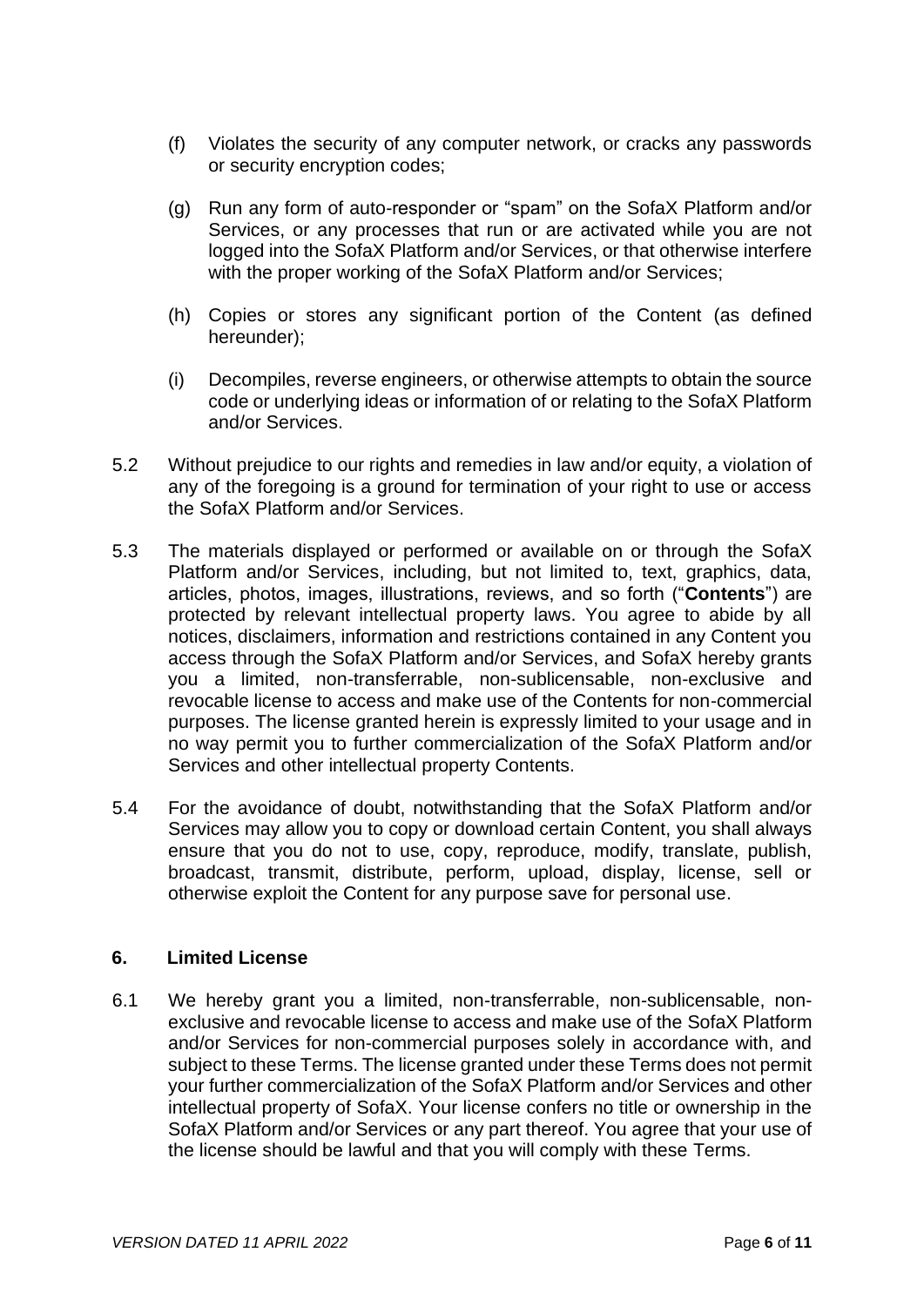(f) Violates the security of any computer network, or cracks any passwords or security encryption codes;

(g) Run any form of auto-responder or "spam" on the SofaX Platform and/or Services, or any processes that run or are activated while you are not logged into the SofaX Platform and/or Services, or that otherwise interfere with the proper working of the SofaX Platform and/or Services;

(h) Copies or stores any significant portion of the Content (as defined hereunder);

(i) Decompiles, reverse engineers, or otherwise attempts to obtain the source code or underlying ideas or information of or relating to the SofaX Platform and/or Services.

5.2 Without prejudice to our rights and remedies in law and/or equity, a violation of any of the foregoing is a ground for termination of your right to use or access the SofaX Platform and/or Services.

5.3 The materials displayed or performed or available on or through the SofaX Platform and/or Services, including, but not limited to, text, graphics, data, articles, photos, images, illustrations, reviews, and so forth ("**Contents**") are protected by relevant intellectual property laws. You agree to abide by all notices, disclaimers, information and restrictions contained in any Content you access through the SofaX Platform and/or Services, and SofaX hereby grants you a limited, non-transferrable, non-sublicensable, non-exclusive and revocable license to access and make use of the Contents for non-commercial purposes. The license granted herein is expressly limited to your usage and in no way permit you to further commercialization of the SofaX Platform and/or Services and other intellectual property Contents.

5.4 For the avoidance of doubt, notwithstanding that the SofaX Platform and/or Services may allow you to copy or download certain Content, you shall always ensure that you do not to use, copy, reproduce, modify, translate, publish, broadcast, transmit, distribute, perform, upload, display, license, sell or otherwise exploit the Content for any purpose save for personal use.

## 6. Limited License

6.1 We hereby grant you a limited, non-transferrable, non-sublicensable, non-exclusive and revocable license to access and make use of the SofaX Platform and/or Services for non-commercial purposes solely in accordance with, and subject to these Terms. The license granted under these Terms does not permit your further commercialization of the SofaX Platform and/or Services and other intellectual property of SofaX. Your license confers no title or ownership in the SofaX Platform and/or Services or any part thereof. You agree that your use of the license should be lawful and that you will comply with these Terms.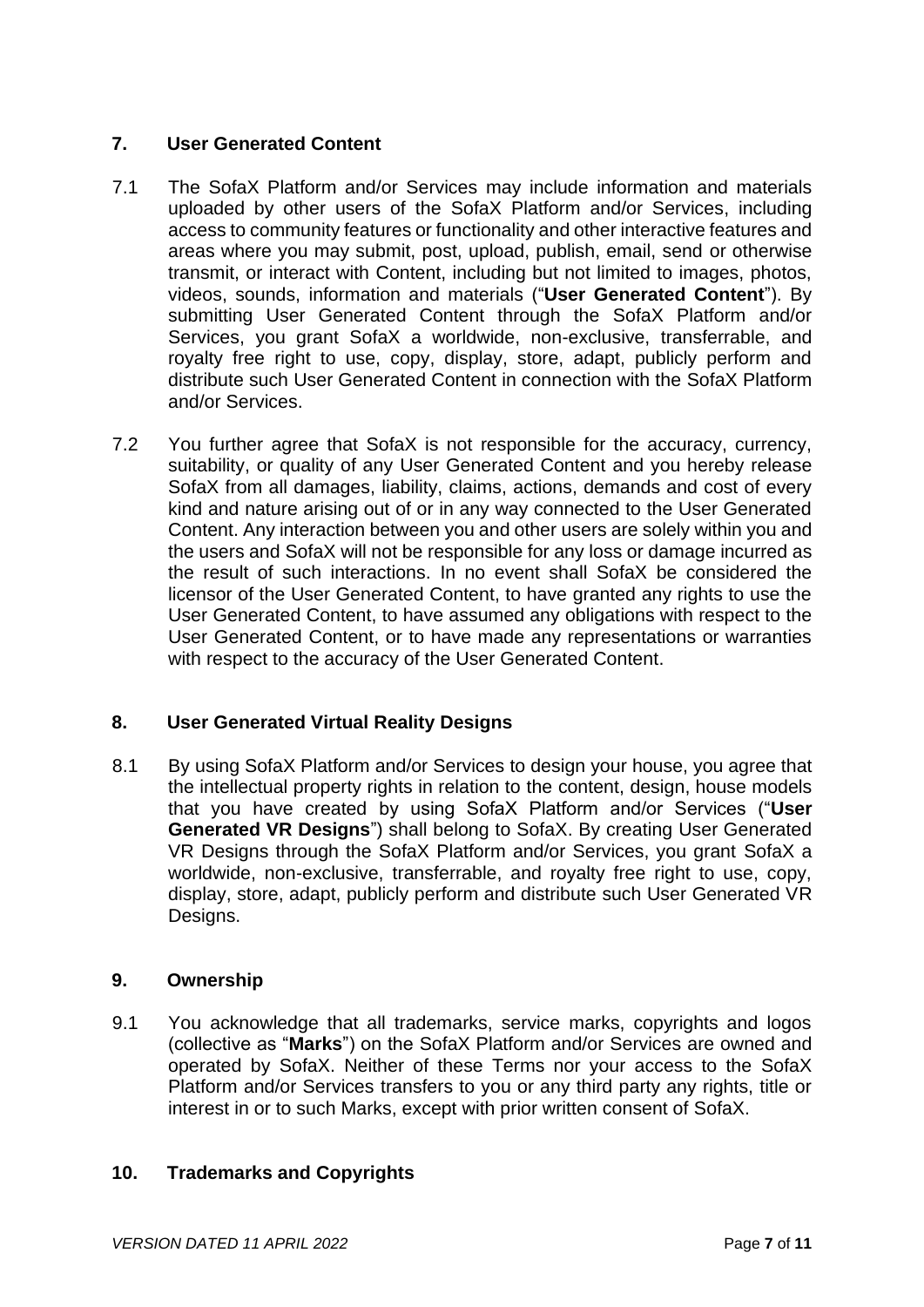## 7. User Generated Content

7.1 The SofaX Platform and/or Services may include information and materials uploaded by other users of the SofaX Platform and/or Services, including access to community features or functionality and other interactive features and areas where you may submit, post, upload, publish, email, send or otherwise transmit, or interact with Content, including but not limited to images, photos, videos, sounds, information and materials ("**User Generated Content**"). By submitting User Generated Content through the SofaX Platform and/or Services, you grant SofaX a worldwide, non-exclusive, transferrable, and royalty free right to use, copy, display, store, adapt, publicly perform and distribute such User Generated Content in connection with the SofaX Platform and/or Services.

7.2 You further agree that SofaX is not responsible for the accuracy, currency, suitability, or quality of any User Generated Content and you hereby release SofaX from all damages, liability, claims, actions, demands and cost of every kind and nature arising out of or in any way connected to the User Generated Content. Any interaction between you and other users are solely within you and the users and SofaX will not be responsible for any loss or damage incurred as the result of such interactions. In no event shall SofaX be considered the licensor of the User Generated Content, to have granted any rights to use the User Generated Content, to have assumed any obligations with respect to the User Generated Content, or to have made any representations or warranties with respect to the accuracy of the User Generated Content.

## 8. User Generated Virtual Reality Designs

8.1 By using SofaX Platform and/or Services to design your house, you agree that the intellectual property rights in relation to the content, design, house models that you have created by using SofaX Platform and/or Services ("**User Generated VR Designs**") shall belong to SofaX. By creating User Generated VR Designs through the SofaX Platform and/or Services, you grant SofaX a worldwide, non-exclusive, transferrable, and royalty free right to use, copy, display, store, adapt, publicly perform and distribute such User Generated VR Designs.

## 9. Ownership

9.1 You acknowledge that all trademarks, service marks, copyrights and logos (collective as "**Marks**") on the SofaX Platform and/or Services are owned and operated by SofaX. Neither of these Terms nor your access to the SofaX Platform and/or Services transfers to you or any third party any rights, title or interest in or to such Marks, except with prior written consent of SofaX.

## 10. Trademarks and Copyrights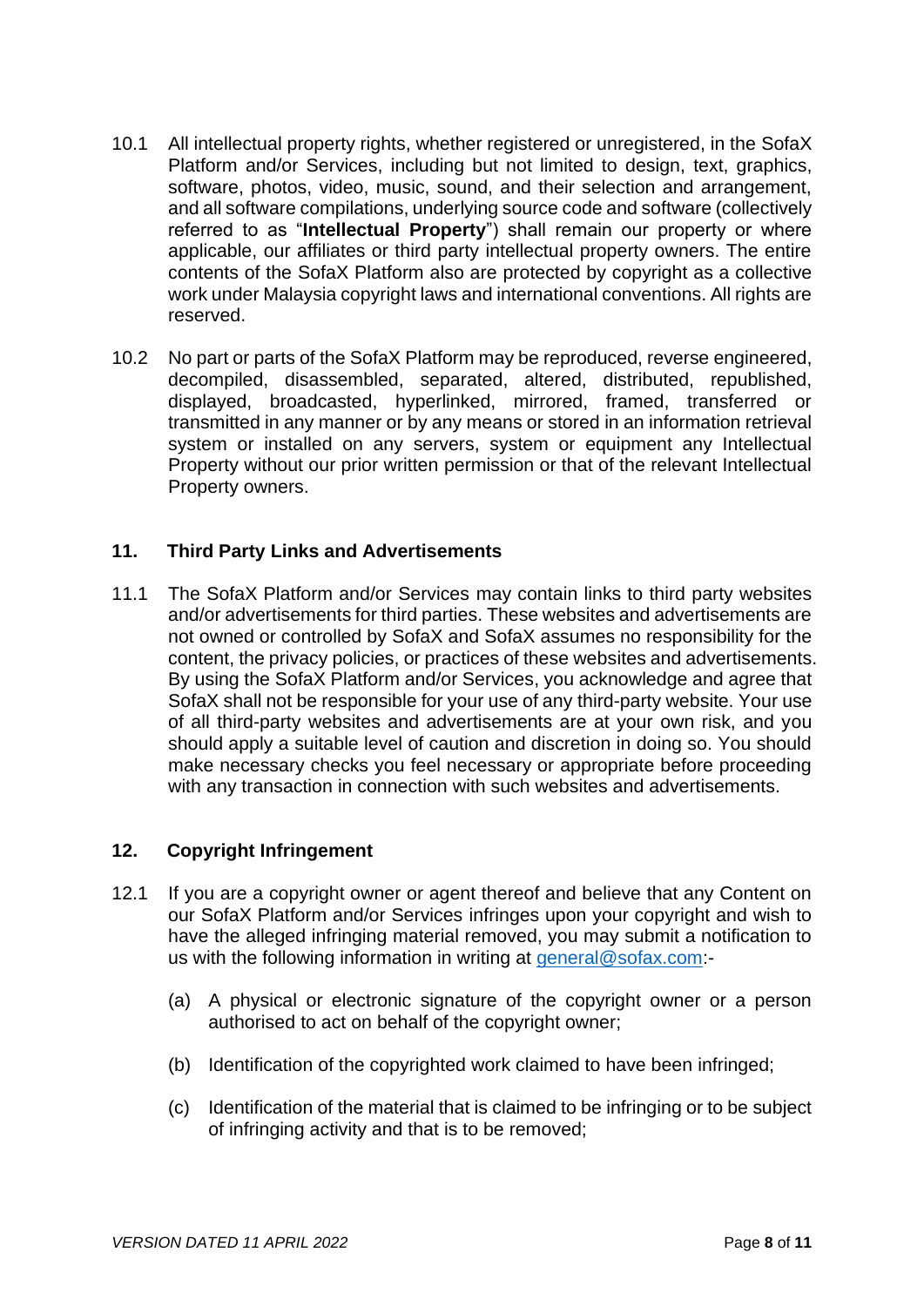10.1 All intellectual property rights, whether registered or unregistered, in the SofaX Platform and/or Services, including but not limited to design, text, graphics, software, photos, video, music, sound, and their selection and arrangement, and all software compilations, underlying source code and software (collectively referred to as "**Intellectual Property**") shall remain our property or where applicable, our affiliates or third party intellectual property owners. The entire contents of the SofaX Platform also are protected by copyright as a collective work under Malaysia copyright laws and international conventions. All rights are reserved.

10.2 No part or parts of the SofaX Platform may be reproduced, reverse engineered, decompiled, disassembled, separated, altered, distributed, republished, displayed, broadcasted, hyperlinked, mirrored, framed, transferred or transmitted in any manner or by any means or stored in an information retrieval system or installed on any servers, system or equipment any Intellectual Property without our prior written permission or that of the relevant Intellectual Property owners.

## 11. Third Party Links and Advertisements

11.1 The SofaX Platform and/or Services may contain links to third party websites and/or advertisements for third parties. These websites and advertisements are not owned or controlled by SofaX and SofaX assumes no responsibility for the content, the privacy policies, or practices of these websites and advertisements. By using the SofaX Platform and/or Services, you acknowledge and agree that SofaX shall not be responsible for your use of any third-party website. Your use of all third-party websites and advertisements are at your own risk, and you should apply a suitable level of caution and discretion in doing so. You should make necessary checks you feel necessary or appropriate before proceeding with any transaction in connection with such websites and advertisements.

## 12. Copyright Infringement

12.1 If you are a copyright owner or agent thereof and believe that any Content on our SofaX Platform and/or Services infringes upon your copyright and wish to have the alleged infringing material removed, you may submit a notification to us with the following information in writing at general@sofax.com:-

(a) A physical or electronic signature of the copyright owner or a person authorised to act on behalf of the copyright owner;

(b) Identification of the copyrighted work claimed to have been infringed;

(c) Identification of the material that is claimed to be infringing or to be subject of infringing activity and that is to be removed;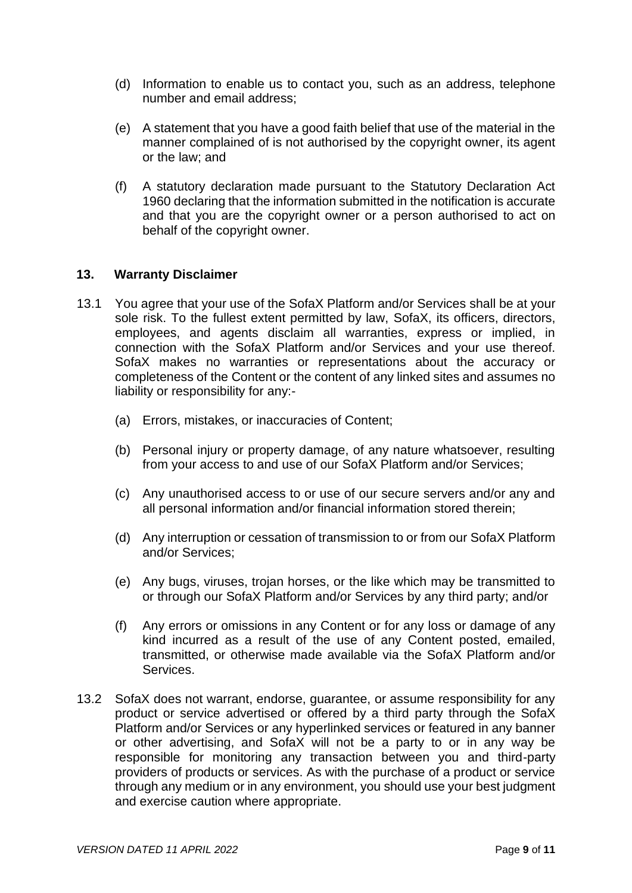(d) Information to enable us to contact you, such as an address, telephone number and email address;

(e) A statement that you have a good faith belief that use of the material in the manner complained of is not authorised by the copyright owner, its agent or the law; and

(f) A statutory declaration made pursuant to the Statutory Declaration Act 1960 declaring that the information submitted in the notification is accurate and that you are the copyright owner or a person authorised to act on behalf of the copyright owner.

## 13. Warranty Disclaimer

13.1 You agree that your use of the SofaX Platform and/or Services shall be at your sole risk. To the fullest extent permitted by law, SofaX, its officers, directors, employees, and agents disclaim all warranties, express or implied, in connection with the SofaX Platform and/or Services and your use thereof. SofaX makes no warranties or representations about the accuracy or completeness of the Content or the content of any linked sites and assumes no liability or responsibility for any:-

(a) Errors, mistakes, or inaccuracies of Content;

(b) Personal injury or property damage, of any nature whatsoever, resulting from your access to and use of our SofaX Platform and/or Services;

(c) Any unauthorised access to or use of our secure servers and/or any and all personal information and/or financial information stored therein;

(d) Any interruption or cessation of transmission to or from our SofaX Platform and/or Services;

(e) Any bugs, viruses, trojan horses, or the like which may be transmitted to or through our SofaX Platform and/or Services by any third party; and/or

(f) Any errors or omissions in any Content or for any loss or damage of any kind incurred as a result of the use of any Content posted, emailed, transmitted, or otherwise made available via the SofaX Platform and/or Services.

13.2 SofaX does not warrant, endorse, guarantee, or assume responsibility for any product or service advertised or offered by a third party through the SofaX Platform and/or Services or any hyperlinked services or featured in any banner or other advertising, and SofaX will not be a party to or in any way be responsible for monitoring any transaction between you and third-party providers of products or services. As with the purchase of a product or service through any medium or in any environment, you should use your best judgment and exercise caution where appropriate.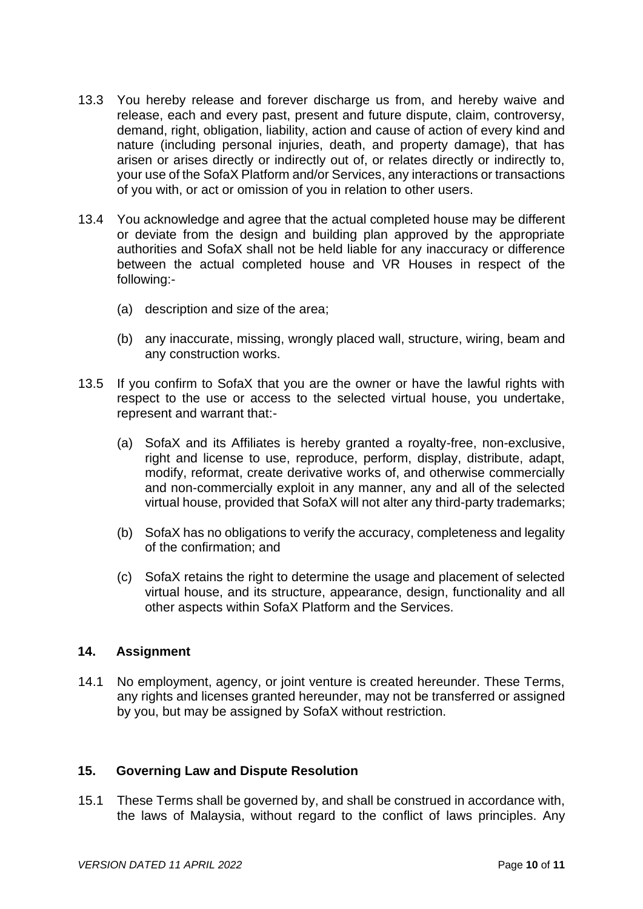13.3 You hereby release and forever discharge us from, and hereby waive and release, each and every past, present and future dispute, claim, controversy, demand, right, obligation, liability, action and cause of action of every kind and nature (including personal injuries, death, and property damage), that has arisen or arises directly or indirectly out of, or relates directly or indirectly to, your use of the SofaX Platform and/or Services, any interactions or transactions of you with, or act or omission of you in relation to other users.

13.4 You acknowledge and agree that the actual completed house may be different or deviate from the design and building plan approved by the appropriate authorities and SofaX shall not be held liable for any inaccuracy or difference between the actual completed house and VR Houses in respect of the following:-

(a) description and size of the area;

(b) any inaccurate, missing, wrongly placed wall, structure, wiring, beam and any construction works.

13.5 If you confirm to SofaX that you are the owner or have the lawful rights with respect to the use or access to the selected virtual house, you undertake, represent and warrant that:-

(a) SofaX and its Affiliates is hereby granted a royalty-free, non-exclusive, right and license to use, reproduce, perform, display, distribute, adapt, modify, reformat, create derivative works of, and otherwise commercially and non-commercially exploit in any manner, any and all of the selected virtual house, provided that SofaX will not alter any third-party trademarks;

(b) SofaX has no obligations to verify the accuracy, completeness and legality of the confirmation; and

(c) SofaX retains the right to determine the usage and placement of selected virtual house, and its structure, appearance, design, functionality and all other aspects within SofaX Platform and the Services.

## 14. Assignment

14.1 No employment, agency, or joint venture is created hereunder. These Terms, any rights and licenses granted hereunder, may not be transferred or assigned by you, but may be assigned by SofaX without restriction.

## 15. Governing Law and Dispute Resolution

15.1 These Terms shall be governed by, and shall be construed in accordance with, the laws of Malaysia, without regard to the conflict of laws principles. Any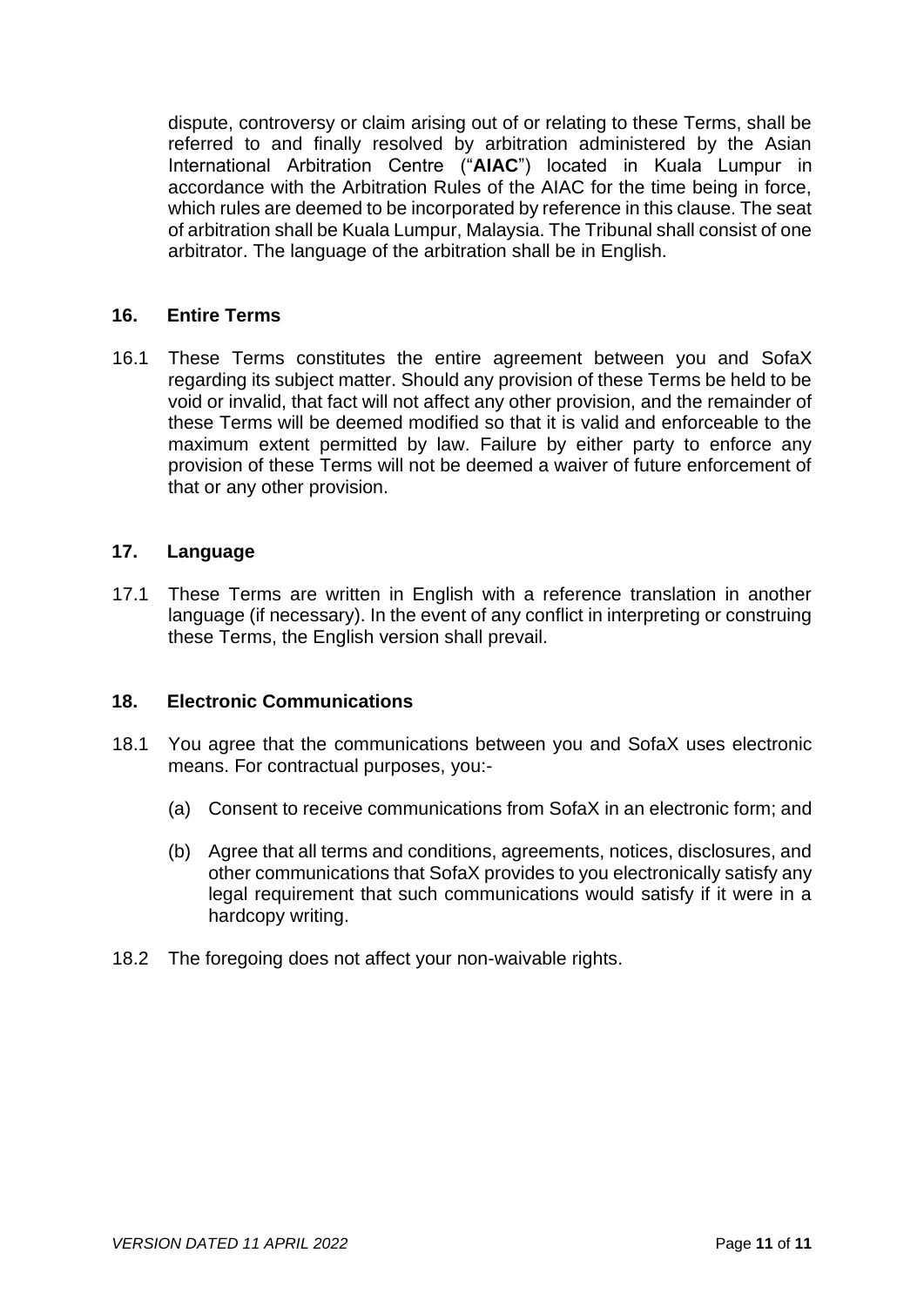dispute, controversy or claim arising out of or relating to these Terms, shall be referred to and finally resolved by arbitration administered by the Asian International Arbitration Centre ("**AIAC**") located in Kuala Lumpur in accordance with the Arbitration Rules of the AIAC for the time being in force, which rules are deemed to be incorporated by reference in this clause. The seat of arbitration shall be Kuala Lumpur, Malaysia. The Tribunal shall consist of one arbitrator. The language of the arbitration shall be in English.

## 16. Entire Terms

16.1 These Terms constitutes the entire agreement between you and SofaX regarding its subject matter. Should any provision of these Terms be held to be void or invalid, that fact will not affect any other provision, and the remainder of these Terms will be deemed modified so that it is valid and enforceable to the maximum extent permitted by law. Failure by either party to enforce any provision of these Terms will not be deemed a waiver of future enforcement of that or any other provision.

## 17. Language

17.1 These Terms are written in English with a reference translation in another language (if necessary). In the event of any conflict in interpreting or construing these Terms, the English version shall prevail.

## 18. Electronic Communications

18.1 You agree that the communications between you and SofaX uses electronic means. For contractual purposes, you:-

(a) Consent to receive communications from SofaX in an electronic form; and

(b) Agree that all terms and conditions, agreements, notices, disclosures, and other communications that SofaX provides to you electronically satisfy any legal requirement that such communications would satisfy if it were in a hardcopy writing.

18.2 The foregoing does not affect your non-waivable rights.

*VERSION DATED 11 APRIL 2022*